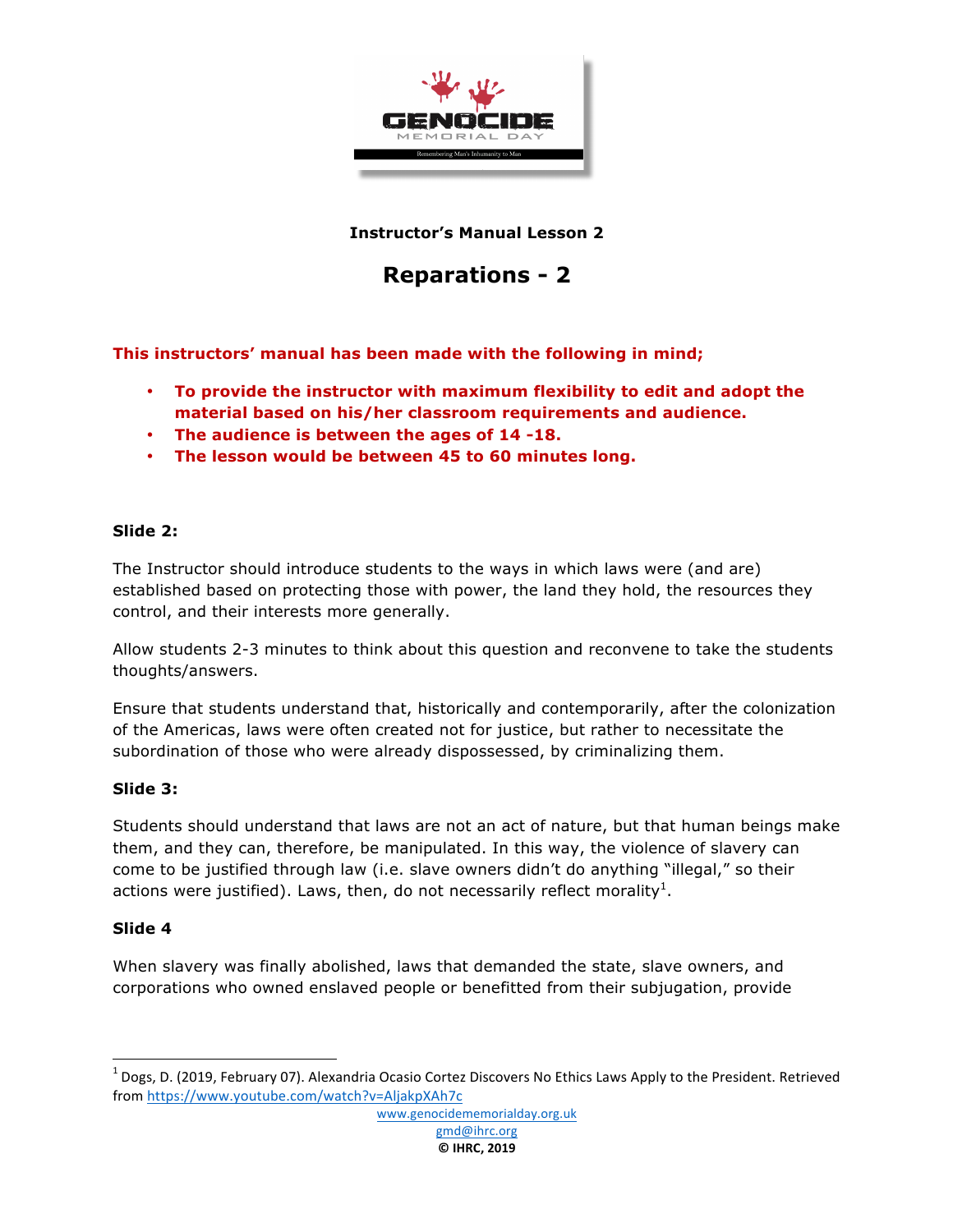**Instructor's Manual Lesson 2**

# Reparations - 2

**This instructors' manual has been made with the following in mind;**

- **To provide the instructor with maximum flexibility to edit and adopt the material based on his/her classroom requirements and audience.**
- **The audience is between the ages of 14 -18.**
- **The lesson would be between 45 to 60 minutes long.**

**Slide 2:**

The Instructor should introduce students to the ways in which laws were (and are) established based on protecting those with power, the land they hold, the resources they control, and their interests more generally.

Allow students 2-3 minutes to think about this question and reconvene to take the students thoughts/answers.

Ensure that students understand that, historically and contemporarily, after the colonization of the Americas, laws were often created not for justice, but rather to necessitate the subordination of those who were already dispossessed, by criminalizing them.

**Slide 3:**

Students should understand that laws are not an act of nature, but that human beings make them, and they can, therefore, be manipulated. In this way, the violence of slavery can come to be justified through law (i.e. slave owners didn't do anything "illegal," so their actions were justified). Laws, then, do not necessarily reflect morality[1].

**Slide 4**

When slavery was finally abolished, laws that demanded the state, slave owners, and corporations who owned enslaved people or benefitted from their subjugation, provide

---

[1] Dogs, D. (2019, February 07). Alexandria Ocasio Cortez Discovers No Ethics Laws Apply to the President. Retrieved from https://www.youtube.com/watch?v=AljakpXAh7c

www.genocidememorialday.org.uk
gmd@ihrc.org
© IHRC, 2019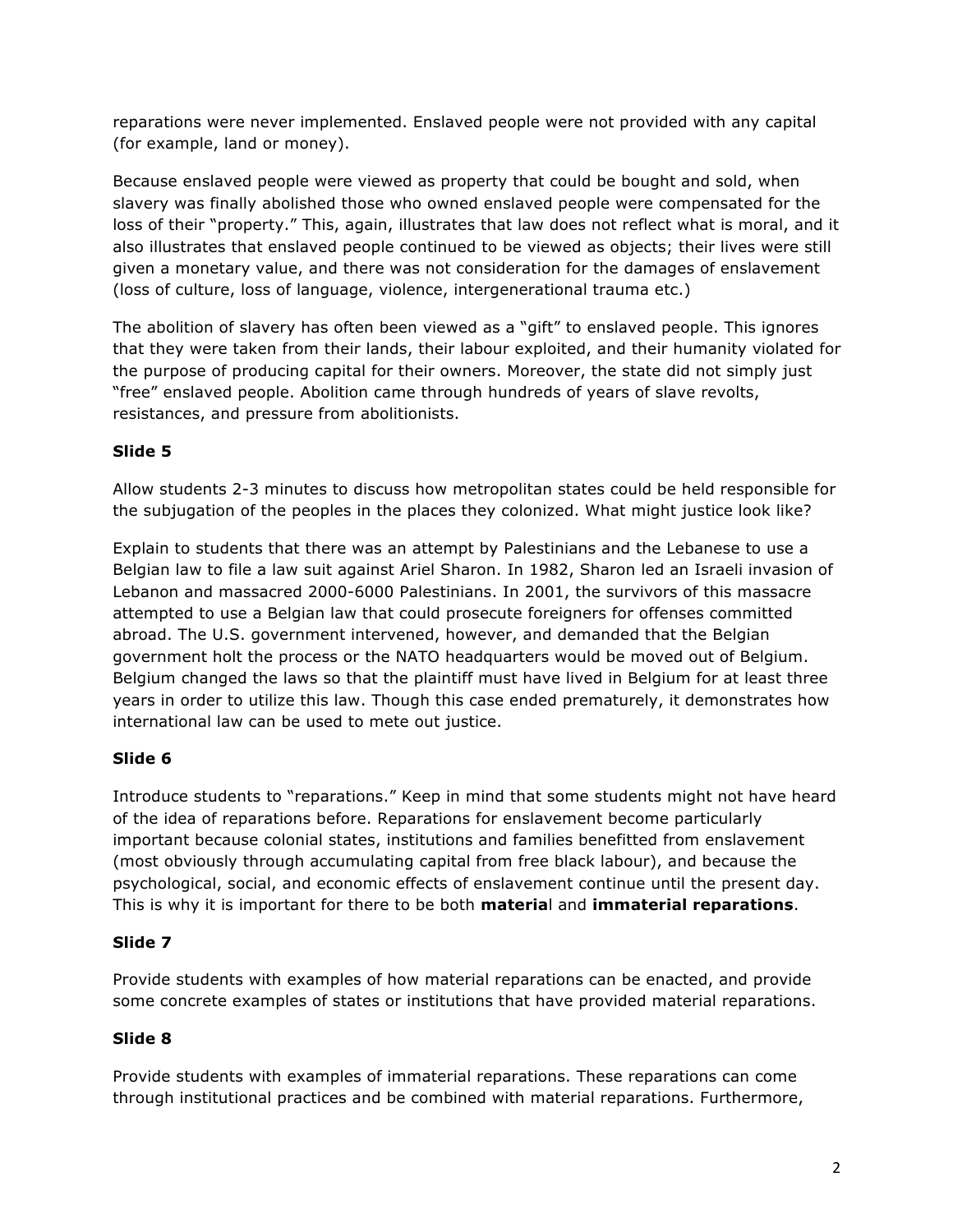reparations were never implemented. Enslaved people were not provided with any capital (for example, land or money).

Because enslaved people were viewed as property that could be bought and sold, when slavery was finally abolished those who owned enslaved people were compensated for the loss of their "property." This, again, illustrates that law does not reflect what is moral, and it also illustrates that enslaved people continued to be viewed as objects; their lives were still given a monetary value, and there was not consideration for the damages of enslavement (loss of culture, loss of language, violence, intergenerational trauma etc.)

The abolition of slavery has often been viewed as a "gift" to enslaved people. This ignores that they were taken from their lands, their labour exploited, and their humanity violated for the purpose of producing capital for their owners. Moreover, the state did not simply just "free" enslaved people. Abolition came through hundreds of years of slave revolts, resistances, and pressure from abolitionists.

**Slide 5**

Allow students 2-3 minutes to discuss how metropolitan states could be held responsible for the subjugation of the peoples in the places they colonized. What might justice look like?

Explain to students that there was an attempt by Palestinians and the Lebanese to use a Belgian law to file a law suit against Ariel Sharon. In 1982, Sharon led an Israeli invasion of Lebanon and massacred 2000-6000 Palestinians. In 2001, the survivors of this massacre attempted to use a Belgian law that could prosecute foreigners for offenses committed abroad. The U.S. government intervened, however, and demanded that the Belgian government holt the process or the NATO headquarters would be moved out of Belgium. Belgium changed the laws so that the plaintiff must have lived in Belgium for at least three years in order to utilize this law. Though this case ended prematurely, it demonstrates how international law can be used to mete out justice.

**Slide 6**

Introduce students to "reparations." Keep in mind that some students might not have heard of the idea of reparations before. Reparations for enslavement become particularly important because colonial states, institutions and families benefitted from enslavement (most obviously through accumulating capital from free black labour), and because the psychological, social, and economic effects of enslavement continue until the present day. This is why it is important for there to be both **materia**l and **immaterial reparations**.

**Slide 7**

Provide students with examples of how material reparations can be enacted, and provide some concrete examples of states or institutions that have provided material reparations.

**Slide 8**

Provide students with examples of immaterial reparations. These reparations can come through institutional practices and be combined with material reparations. Furthermore,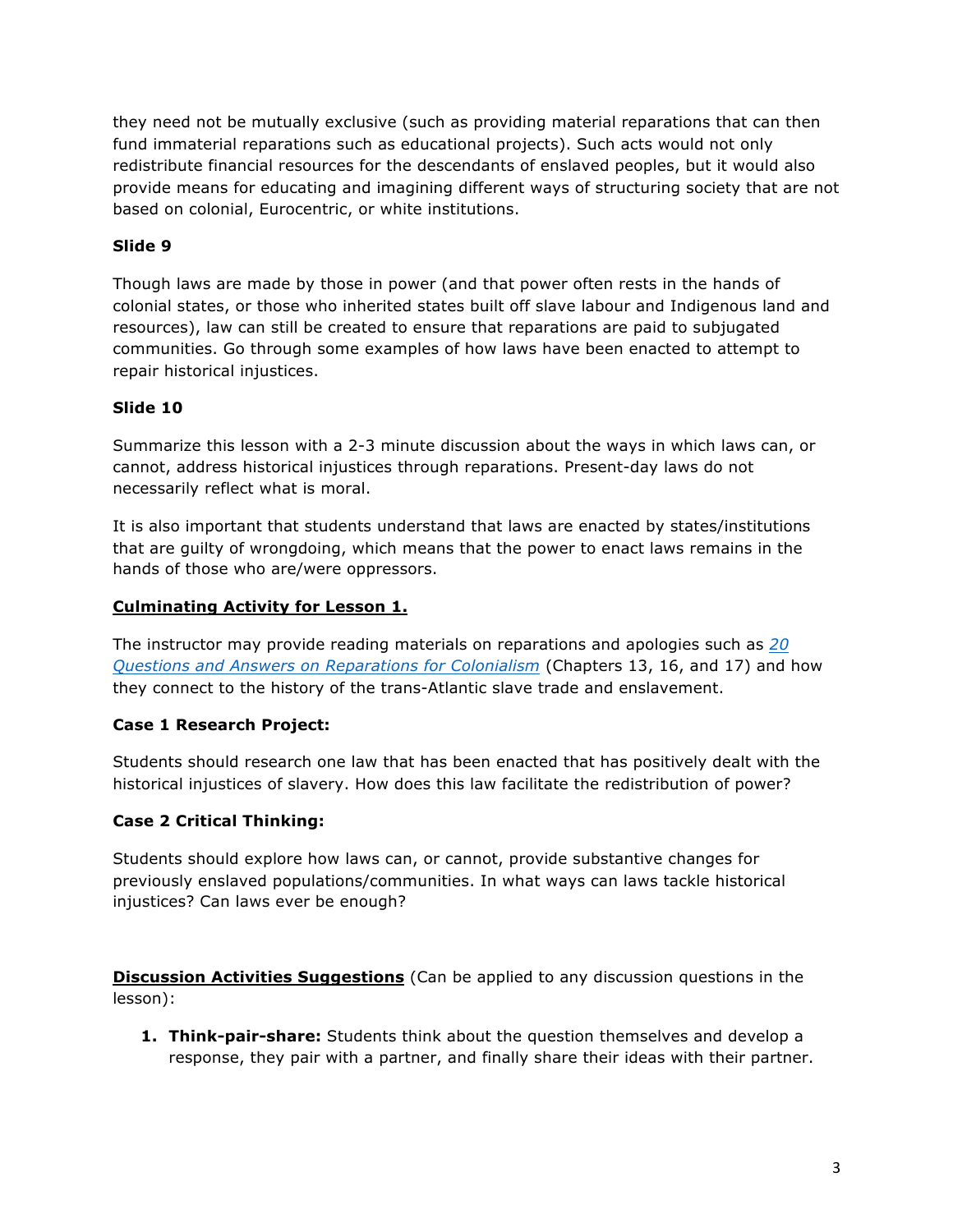they need not be mutually exclusive (such as providing material reparations that can then fund immaterial reparations such as educational projects). Such acts would not only redistribute financial resources for the descendants of enslaved peoples, but it would also provide means for educating and imagining different ways of structuring society that are not based on colonial, Eurocentric, or white institutions.

**Slide 9**

Though laws are made by those in power (and that power often rests in the hands of colonial states, or those who inherited states built off slave labour and Indigenous land and resources), law can still be created to ensure that reparations are paid to subjugated communities. Go through some examples of how laws have been enacted to attempt to repair historical injustices.

**Slide 10**

Summarize this lesson with a 2-3 minute discussion about the ways in which laws can, or cannot, address historical injustices through reparations. Present-day laws do not necessarily reflect what is moral.

It is also important that students understand that laws are enacted by states/institutions that are guilty of wrongdoing, which means that the power to enact laws remains in the hands of those who are/were oppressors.

**Culminating Activity for Lesson 1.**

The instructor may provide reading materials on reparations and apologies such as *20 Questions and Answers on Reparations for Colonialism* (Chapters 13, 16, and 17) and how they connect to the history of the trans-Atlantic slave trade and enslavement.

**Case 1 Research Project:**

Students should research one law that has been enacted that has positively dealt with the historical injustices of slavery. How does this law facilitate the redistribution of power?

**Case 2 Critical Thinking:**

Students should explore how laws can, or cannot, provide substantive changes for previously enslaved populations/communities. In what ways can laws tackle historical injustices? Can laws ever be enough?

**Discussion Activities Suggestions** (Can be applied to any discussion questions in the lesson):

1. **Think-pair-share:** Students think about the question themselves and develop a response, they pair with a partner, and finally share their ideas with their partner.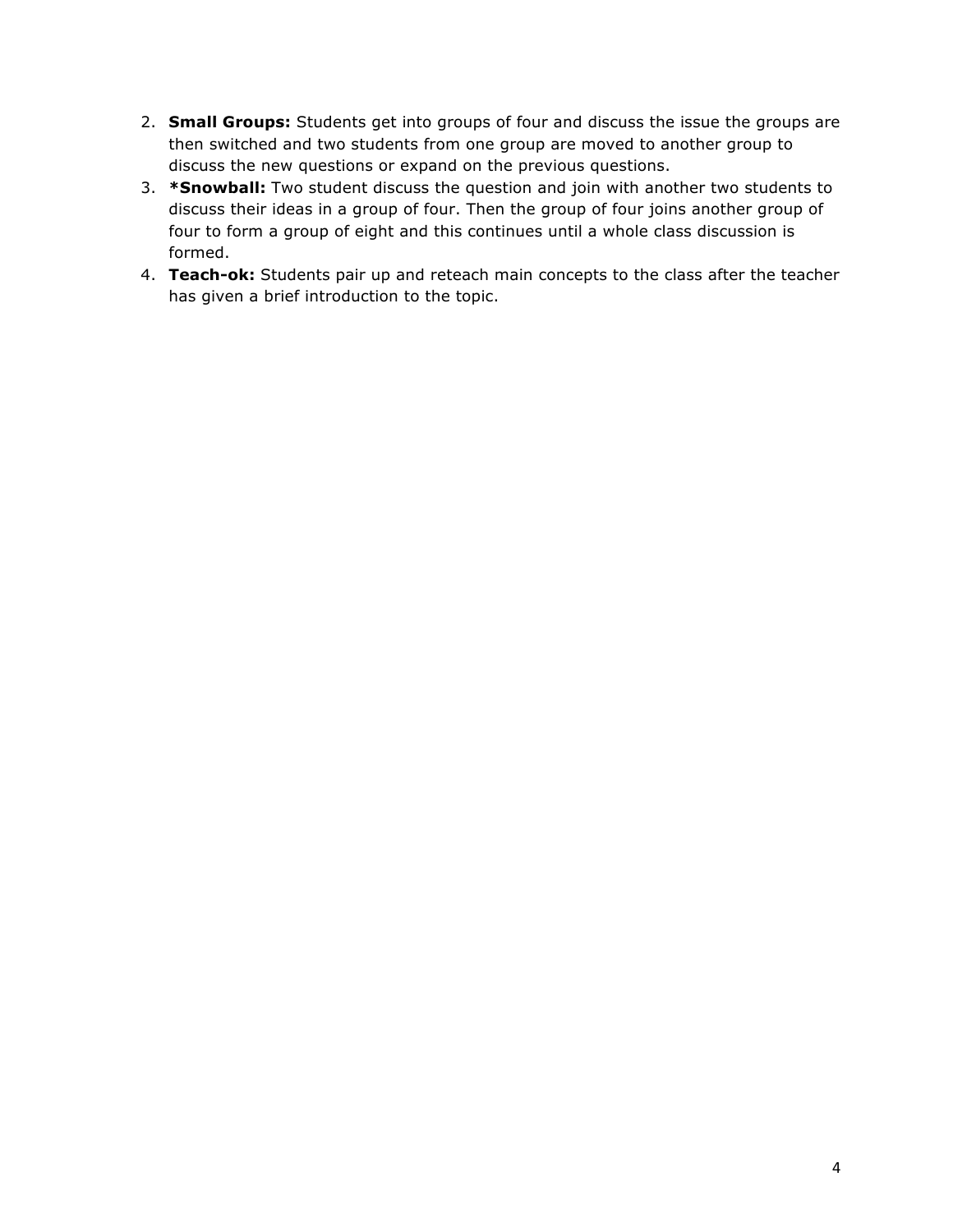2. **Small Groups:** Students get into groups of four and discuss the issue the groups are then switched and two students from one group are moved to another group to discuss the new questions or expand on the previous questions.
3. ***Snowball:** Two student discuss the question and join with another two students to discuss their ideas in a group of four. Then the group of four joins another group of four to form a group of eight and this continues until a whole class discussion is formed.
4. **Teach-ok:** Students pair up and reteach main concepts to the class after the teacher has given a brief introduction to the topic.